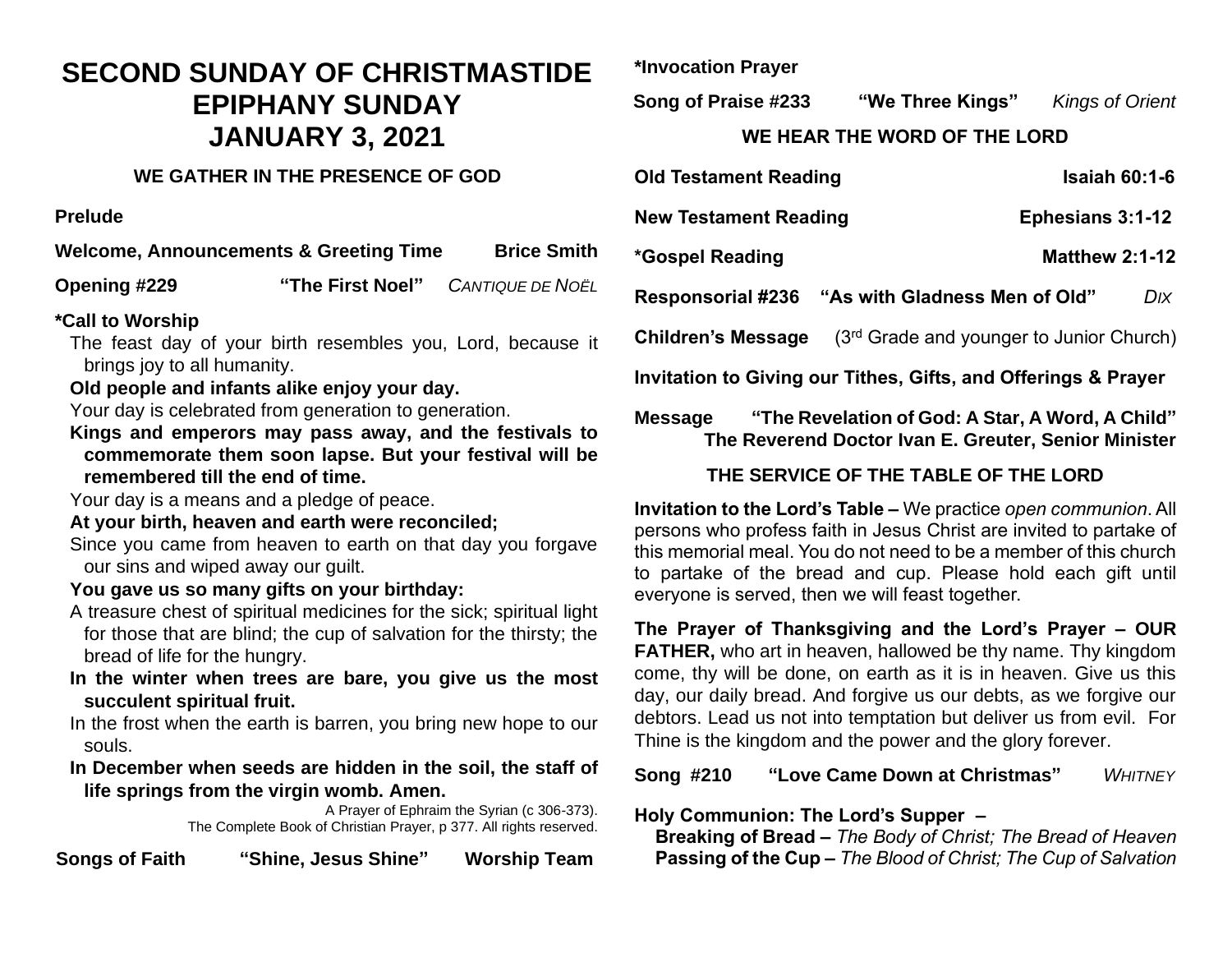# SECOND SUNDAY OF CHRISTMASTIDE
# EPIPHANY SUNDAY
# JANUARY 3, 2021

### WE GATHER IN THE PRESENCE OF GOD

**Prelude**

**Welcome, Announcements & Greeting Time** **Brice Smith**

**Opening #229** **"The First Noel"** *CANTIQUE DE NOËL*

**\*Call to Worship**

The feast day of your birth resembles you, Lord, because it brings joy to all humanity.

**Old people and infants alike enjoy your day.**

Your day is celebrated from generation to generation.

**Kings and emperors may pass away, and the festivals to commemorate them soon lapse. But your festival will be remembered till the end of time.**

Your day is a means and a pledge of peace.

**At your birth, heaven and earth were reconciled;**

Since you came from heaven to earth on that day you forgave our sins and wiped away our guilt.

**You gave us so many gifts on your birthday:**

A treasure chest of spiritual medicines for the sick; spiritual light for those that are blind; the cup of salvation for the thirsty; the bread of life for the hungry.

**In the winter when trees are bare, you give us the most succulent spiritual fruit.**

In the frost when the earth is barren, you bring new hope to our souls.

**In December when seeds are hidden in the soil, the staff of life springs from the virgin womb. Amen.**

A Prayer of Ephraim the Syrian (c 306-373).
The Complete Book of Christian Prayer, p 377. All rights reserved.

**Songs of Faith** **"Shine, Jesus Shine"** **Worship Team**

**\*Invocation Prayer**

**Song of Praise #233** **"We Three Kings"** *Kings of Orient*

### WE HEAR THE WORD OF THE LORD

**Old Testament Reading** **Isaiah 60:1-6**

**New Testament Reading** **Ephesians 3:1-12**

**\*Gospel Reading** **Matthew 2:1-12**

**Responsorial #236** **"As with Gladness Men of Old"** *DIX*

**Children's Message** (3rd Grade and younger to Junior Church)

**Invitation to Giving our Tithes, Gifts, and Offerings & Prayer**

**Message** **"The Revelation of God: A Star, A Word, A Child"**
**The Reverend Doctor Ivan E. Greuter, Senior Minister**

### THE SERVICE OF THE TABLE OF THE LORD

**Invitation to the Lord's Table –** We practice *open communion*. All persons who profess faith in Jesus Christ are invited to partake of this memorial meal. You do not need to be a member of this church to partake of the bread and cup. Please hold each gift until everyone is served, then we will feast together.

**The Prayer of Thanksgiving and the Lord's Prayer – OUR FATHER,** who art in heaven, hallowed be thy name. Thy kingdom come, thy will be done, on earth as it is in heaven. Give us this day, our daily bread. And forgive us our debts, as we forgive our debtors. Lead us not into temptation but deliver us from evil. For Thine is the kingdom and the power and the glory forever.

**Song #210** **"Love Came Down at Christmas"** *WHITNEY*

**Holy Communion: The Lord's Supper –**

**Breaking of Bread –** *The Body of Christ; The Bread of Heaven*

**Passing of the Cup –** *The Blood of Christ; The Cup of Salvation*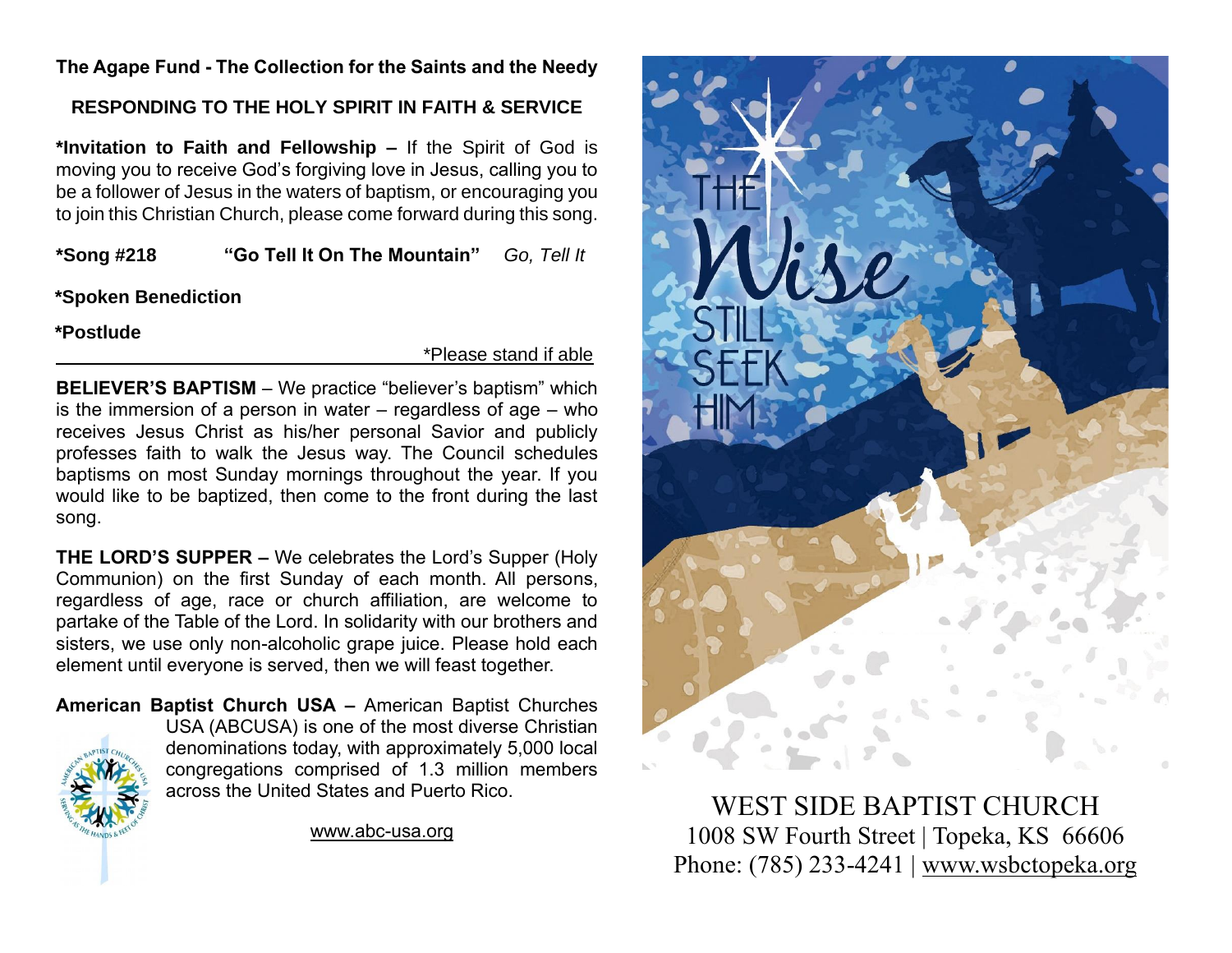**The Agape Fund - The Collection for the Saints and the Needy**

## RESPONDING TO THE HOLY SPIRIT IN FAITH & SERVICE

**\*Invitation to Faith and Fellowship –** If the Spirit of God is moving you to receive God's forgiving love in Jesus, calling you to be a follower of Jesus in the waters of baptism, or encouraging you to join this Christian Church, please come forward during this song.

**\*Song #218 "Go Tell It On The Mountain"** *Go, Tell It*

**\*Spoken Benediction**

**\*Postlude**

\*Please stand if able

**BELIEVER'S BAPTISM** – We practice "believer's baptism" which is the immersion of a person in water – regardless of age – who receives Jesus Christ as his/her personal Savior and publicly professes faith to walk the Jesus way. The Council schedules baptisms on most Sunday mornings throughout the year. If you would like to be baptized, then come to the front during the last song.

**THE LORD'S SUPPER –** We celebrates the Lord's Supper (Holy Communion) on the first Sunday of each month. All persons, regardless of age, race or church affiliation, are welcome to partake of the Table of the Lord. In solidarity with our brothers and sisters, we use only non-alcoholic grape juice. Please hold each element until everyone is served, then we will feast together.

**American Baptist Church USA –** American Baptist Churches USA (ABCUSA) is one of the most diverse Christian denominations today, with approximately 5,000 local congregations comprised of 1.3 million members across the United States and Puerto Rico.

www.abc-usa.org

THE Wise STILL SEEK HIM

WEST SIDE BAPTIST CHURCH
1008 SW Fourth Street | Topeka, KS 66606
Phone: (785) 233-4241 | www.wsbctopeka.org